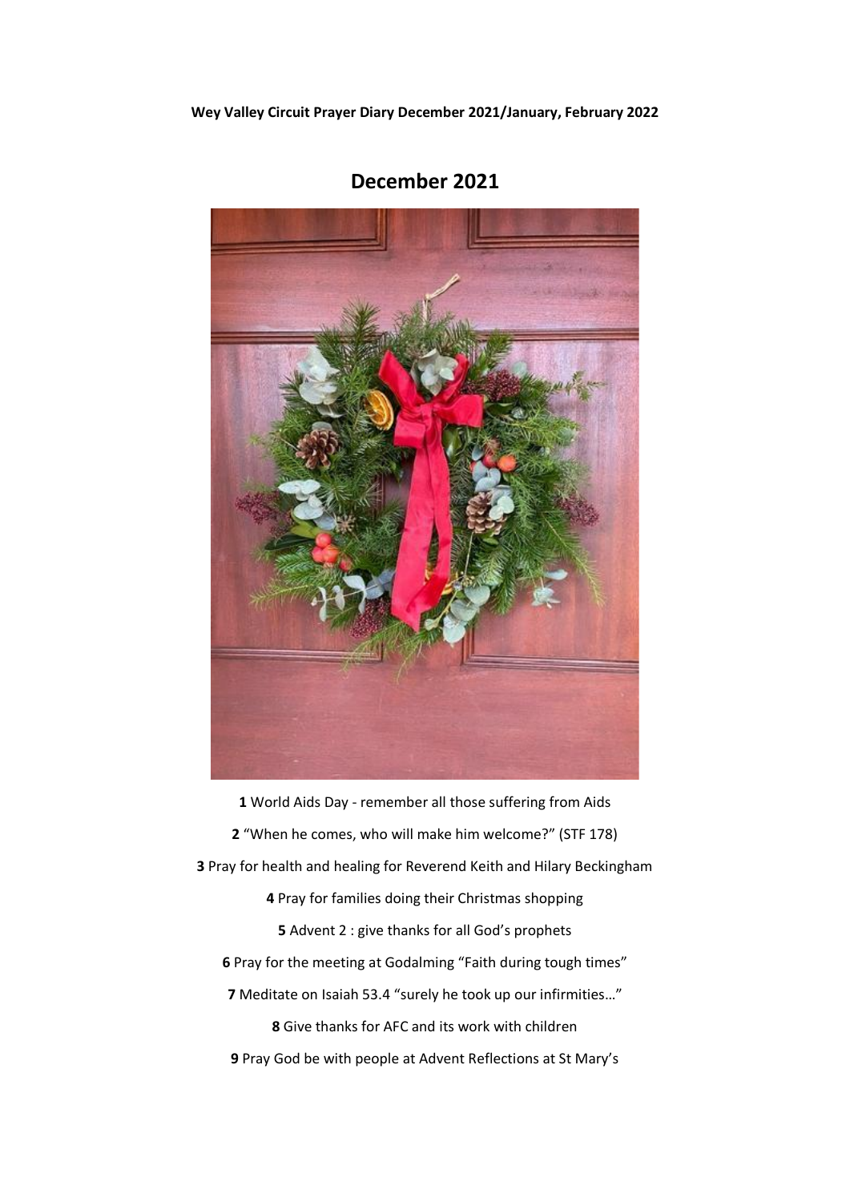**Wey Valley Circuit Prayer Diary December 2021/January, February 2022**

# December 2021

**1** World Aids Day - remember all those suffering from Aids

**2** “When he comes, who will make him welcome?” (STF 178)

**3** Pray for health and healing for Reverend Keith and Hilary Beckingham

**4** Pray for families doing their Christmas shopping

**5** Advent 2 : give thanks for all God’s prophets

**6** Pray for the meeting at Godalming “Faith during tough times”

**7** Meditate on Isaiah 53.4 “surely he took up our infirmities…”

**8** Give thanks for AFC and its work with children

**9** Pray God be with people at Advent Reflections at St Mary’s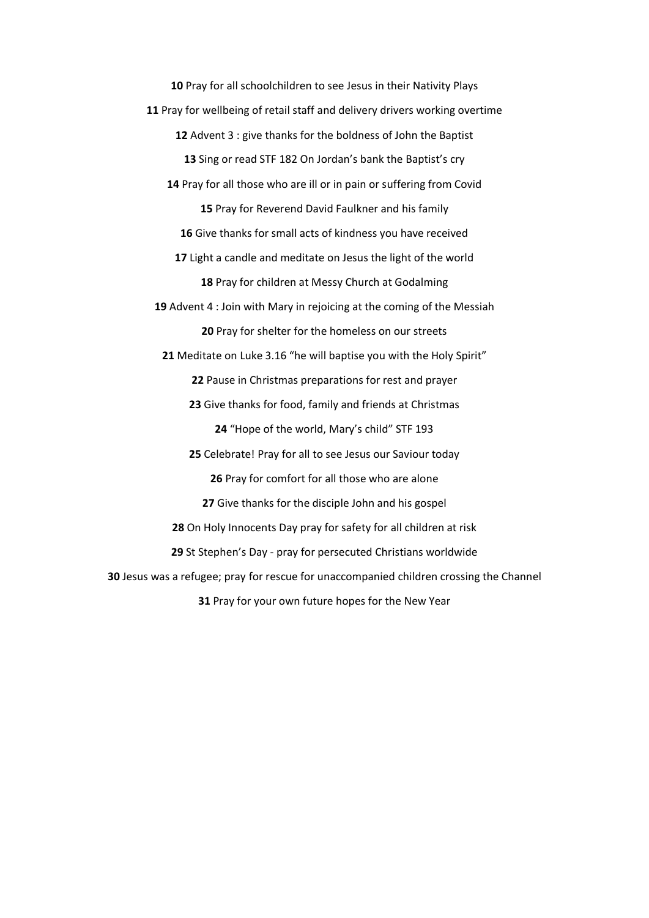**10** Pray for all schoolchildren to see Jesus in their Nativity Plays

**11** Pray for wellbeing of retail staff and delivery drivers working overtime

**12** Advent 3 : give thanks for the boldness of John the Baptist

**13** Sing or read STF 182 On Jordan's bank the Baptist's cry

**14** Pray for all those who are ill or in pain or suffering from Covid

**15** Pray for Reverend David Faulkner and his family

**16** Give thanks for small acts of kindness you have received

**17** Light a candle and meditate on Jesus the light of the world

**18** Pray for children at Messy Church at Godalming

**19** Advent 4 : Join with Mary in rejoicing at the coming of the Messiah

**20** Pray for shelter for the homeless on our streets

**21** Meditate on Luke 3.16 "he will baptise you with the Holy Spirit"

**22** Pause in Christmas preparations for rest and prayer

**23** Give thanks for food, family and friends at Christmas

**24** "Hope of the world, Mary's child" STF 193

**25** Celebrate! Pray for all to see Jesus our Saviour today

**26** Pray for comfort for all those who are alone

**27** Give thanks for the disciple John and his gospel

**28** On Holy Innocents Day pray for safety for all children at risk

**29** St Stephen's Day - pray for persecuted Christians worldwide

**30** Jesus was a refugee; pray for rescue for unaccompanied children crossing the Channel

**31** Pray for your own future hopes for the New Year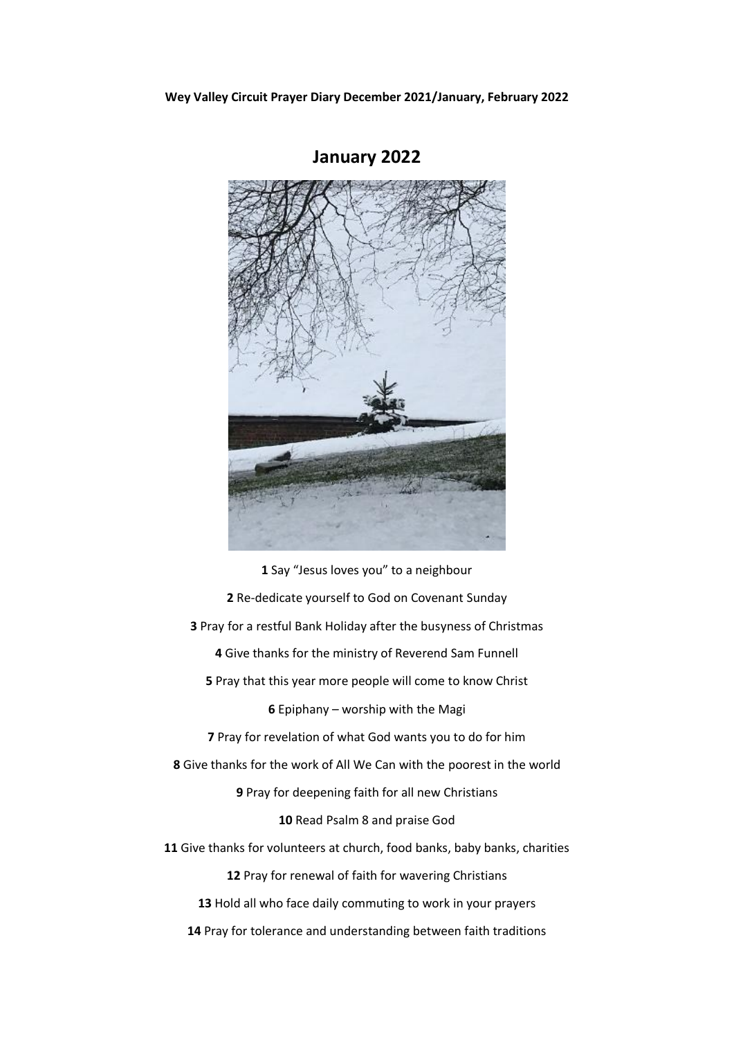**Wey Valley Circuit Prayer Diary December 2021/January, February 2022**

## January 2022

**1** Say “Jesus loves you” to a neighbour

**2** Re-dedicate yourself to God on Covenant Sunday

**3** Pray for a restful Bank Holiday after the busyness of Christmas

**4** Give thanks for the ministry of Reverend Sam Funnell

**5** Pray that this year more people will come to know Christ

**6** Epiphany – worship with the Magi

**7** Pray for revelation of what God wants you to do for him

**8** Give thanks for the work of All We Can with the poorest in the world

**9** Pray for deepening faith for all new Christians

**10** Read Psalm 8 and praise God

**11** Give thanks for volunteers at church, food banks, baby banks, charities

**12** Pray for renewal of faith for wavering Christians

**13** Hold all who face daily commuting to work in your prayers

**14** Pray for tolerance and understanding between faith traditions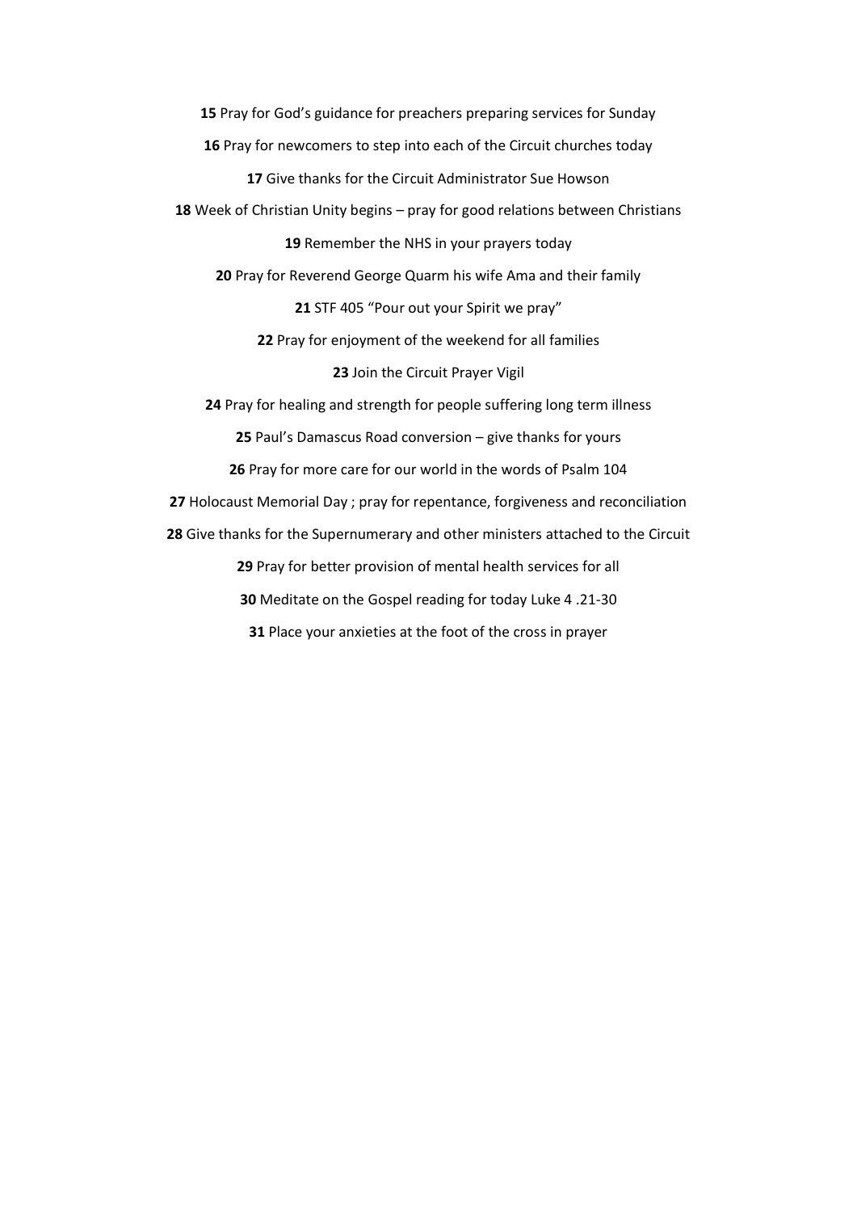**15** Pray for God's guidance for preachers preparing services for Sunday

**16** Pray for newcomers to step into each of the Circuit churches today

**17** Give thanks for the Circuit Administrator Sue Howson

**18** Week of Christian Unity begins – pray for good relations between Christians

**19** Remember the NHS in your prayers today

**20** Pray for Reverend George Quarm his wife Ama and their family

**21** STF 405 "Pour out your Spirit we pray"

**22** Pray for enjoyment of the weekend for all families

**23** Join the Circuit Prayer Vigil

**24** Pray for healing and strength for people suffering long term illness

**25** Paul's Damascus Road conversion – give thanks for yours

**26** Pray for more care for our world in the words of Psalm 104

**27** Holocaust Memorial Day ; pray for repentance, forgiveness and reconciliation

**28** Give thanks for the Supernumerary and other ministers attached to the Circuit

**29** Pray for better provision of mental health services for all

**30** Meditate on the Gospel reading for today Luke 4 .21-30

**31** Place your anxieties at the foot of the cross in prayer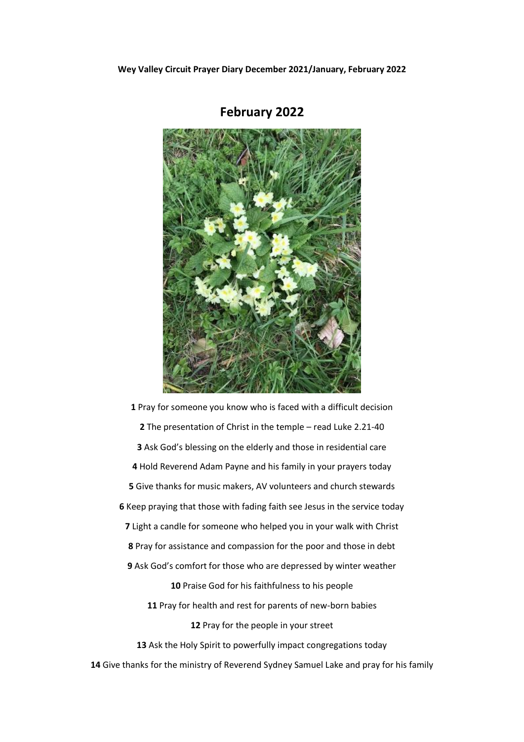**Wey Valley Circuit Prayer Diary December 2021/January, February 2022**

# February 2022

**1** Pray for someone you know who is faced with a difficult decision

**2** The presentation of Christ in the temple – read Luke 2.21-40

**3** Ask God's blessing on the elderly and those in residential care

**4** Hold Reverend Adam Payne and his family in your prayers today

**5** Give thanks for music makers, AV volunteers and church stewards

**6** Keep praying that those with fading faith see Jesus in the service today

**7** Light a candle for someone who helped you in your walk with Christ

**8** Pray for assistance and compassion for the poor and those in debt

**9** Ask God's comfort for those who are depressed by winter weather

**10** Praise God for his faithfulness to his people

**11** Pray for health and rest for parents of new-born babies

**12** Pray for the people in your street

**13** Ask the Holy Spirit to powerfully impact congregations today

**14** Give thanks for the ministry of Reverend Sydney Samuel Lake and pray for his family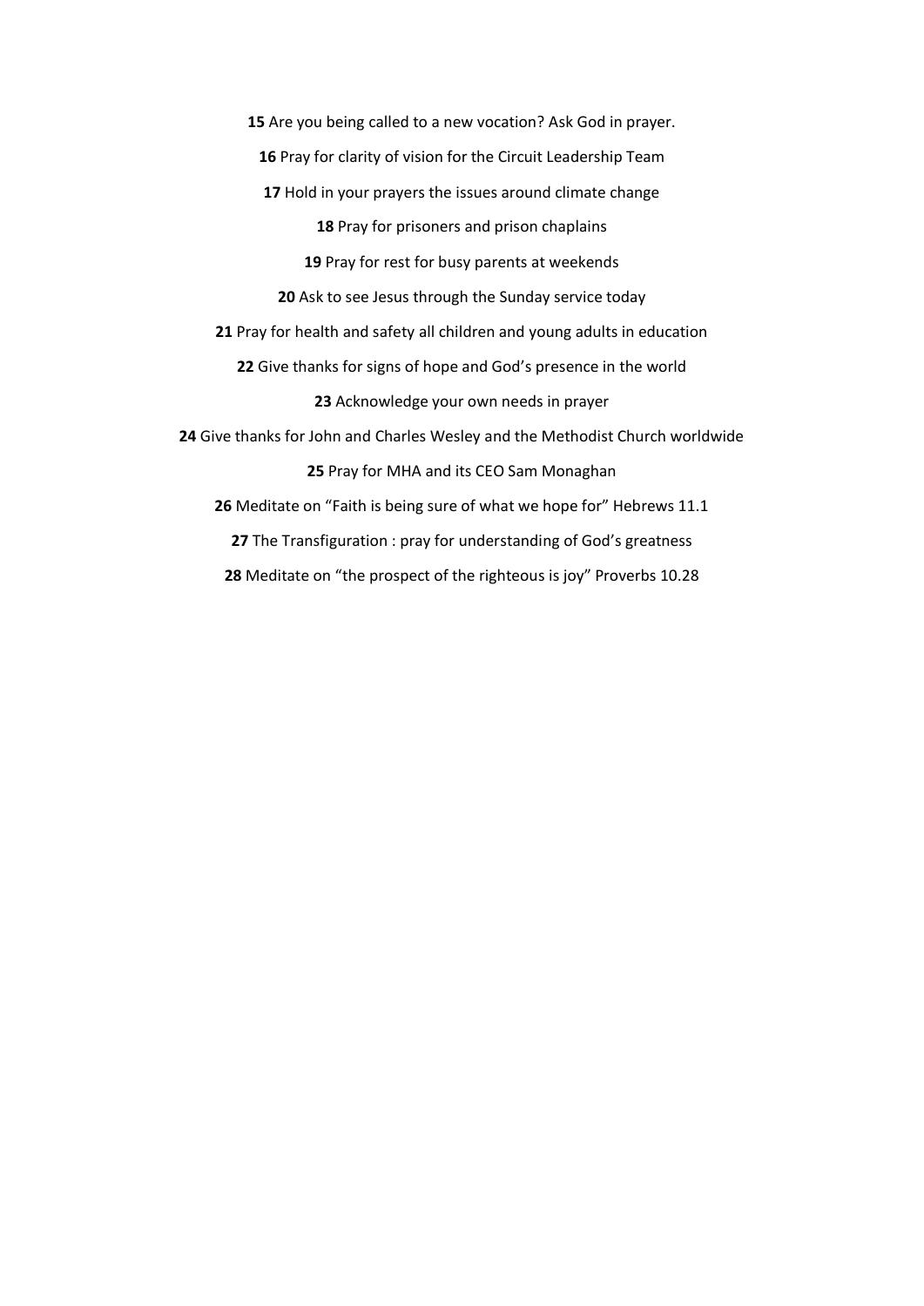**15** Are you being called to a new vocation? Ask God in prayer.

**16** Pray for clarity of vision for the Circuit Leadership Team

**17** Hold in your prayers the issues around climate change

**18** Pray for prisoners and prison chaplains

**19** Pray for rest for busy parents at weekends

**20** Ask to see Jesus through the Sunday service today

**21** Pray for health and safety all children and young adults in education

**22** Give thanks for signs of hope and God's presence in the world

**23** Acknowledge your own needs in prayer

**24** Give thanks for John and Charles Wesley and the Methodist Church worldwide

**25** Pray for MHA and its CEO Sam Monaghan

**26** Meditate on "Faith is being sure of what we hope for" Hebrews 11.1

**27** The Transfiguration : pray for understanding of God's greatness

**28** Meditate on "the prospect of the righteous is joy" Proverbs 10.28